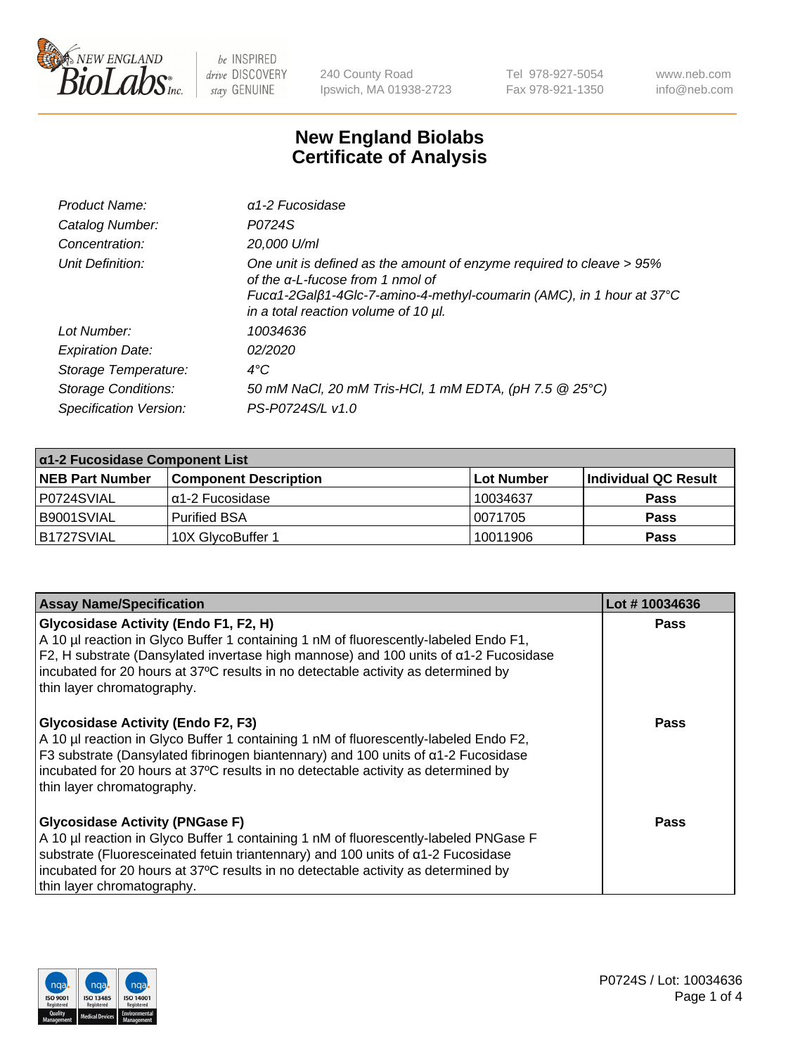# New England Biolabs Certificate of Analysis

| | |
|---|---|
| *Product Name:* | *α1-2 Fucosidase* |
| *Catalog Number:* | *P0724S* |
| *Concentration:* | *20,000 U/ml* |
| *Unit Definition:* | *One unit is defined as the amount of enzyme required to cleave > 95% of the α-L-fucose from 1 nmol of Fucα1-2Galβ1-4Glc-7-amino-4-methyl-coumarin (AMC), in 1 hour at 37°C in a total reaction volume of 10 µl.* |
| *Lot Number:* | *10034636* |
| *Expiration Date:* | *02/2020* |
| *Storage Temperature:* | *4°C* |
| *Storage Conditions:* | *50 mM NaCl, 20 mM Tris-HCl, 1 mM EDTA, (pH 7.5 @ 25°C)* |
| *Specification Version:* | *PS-P0724S/L v1.0* |

| α1-2 Fucosidase Component List | | | |
|---|---|---|---|
| **NEB Part Number** | **Component Description** | **Lot Number** | **Individual QC Result** |
| P0724SVIAL | α1-2 Fucosidase | 10034637 | **Pass** |
| B9001SVIAL | Purified BSA | 0071705 | **Pass** |
| B1727SVIAL | 10X GlycoBuffer 1 | 10011906 | **Pass** |

| Assay Name/Specification | Lot # 10034636 |
|---|---|
| **Glycosidase Activity (Endo F1, F2, H)** A 10 µl reaction in Glyco Buffer 1 containing 1 nM of fluorescently-labeled Endo F1, F2, H substrate (Dansylated invertase high mannose) and 100 units of α1-2 Fucosidase incubated for 20 hours at 37ºC results in no detectable activity as determined by thin layer chromatography. | **Pass** |
| **Glycosidase Activity (Endo F2, F3)** A 10 µl reaction in Glyco Buffer 1 containing 1 nM of fluorescently-labeled Endo F2, F3 substrate (Dansylated fibrinogen biantennary) and 100 units of α1-2 Fucosidase incubated for 20 hours at 37ºC results in no detectable activity as determined by thin layer chromatography. | **Pass** |
| **Glycosidase Activity (PNGase F)** A 10 µl reaction in Glyco Buffer 1 containing 1 nM of fluorescently-labeled PNGase F substrate (Fluoresceinated fetuin triantennary) and 100 units of α1-2 Fucosidase incubated for 20 hours at 37ºC results in no detectable activity as determined by thin layer chromatography. | **Pass** |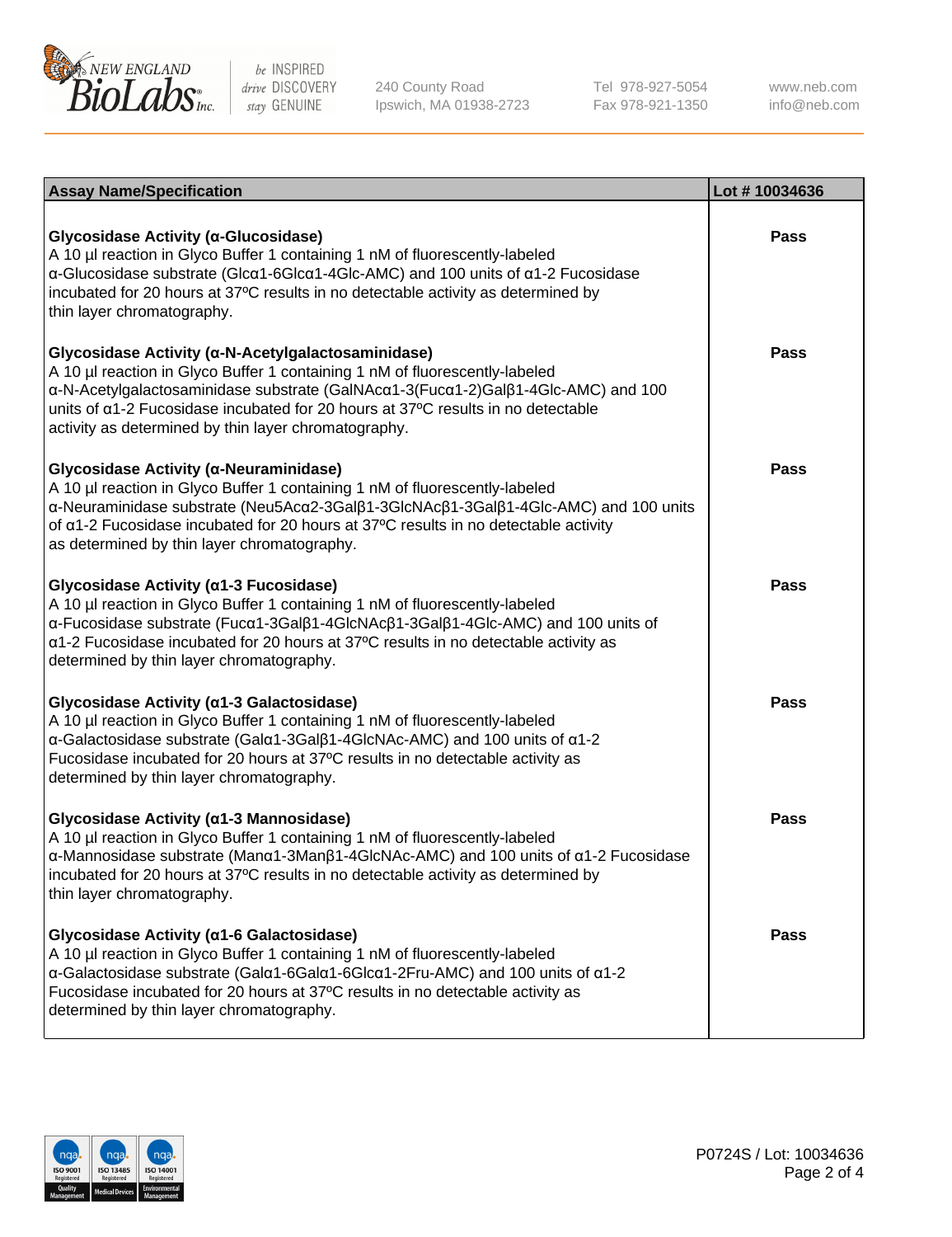| Assay Name/Specification | Lot # 10034636 |
|---|---|
| **Glycosidase Activity (α-Glucosidase)**<br>A 10 µl reaction in Glyco Buffer 1 containing 1 nM of fluorescently-labeled α-Glucosidase substrate (Glcα1-6Glcα1-4Glc-AMC) and 100 units of α1-2 Fucosidase incubated for 20 hours at 37ºC results in no detectable activity as determined by thin layer chromatography. | **Pass** |
| **Glycosidase Activity (α-N-Acetylgalactosaminidase)**<br>A 10 µl reaction in Glyco Buffer 1 containing 1 nM of fluorescently-labeled α-N-Acetylgalactosaminidase substrate (GalNAcα1-3(Fucα1-2)Galβ1-4Glc-AMC) and 100 units of α1-2 Fucosidase incubated for 20 hours at 37ºC results in no detectable activity as determined by thin layer chromatography. | **Pass** |
| **Glycosidase Activity (α-Neuraminidase)**<br>A 10 µl reaction in Glyco Buffer 1 containing 1 nM of fluorescently-labeled α-Neuraminidase substrate (Neu5Acα2-3Galβ1-3GlcNAcβ1-3Galβ1-4Glc-AMC) and 100 units of α1-2 Fucosidase incubated for 20 hours at 37ºC results in no detectable activity as determined by thin layer chromatography. | **Pass** |
| **Glycosidase Activity (α1-3 Fucosidase)**<br>A 10 µl reaction in Glyco Buffer 1 containing 1 nM of fluorescently-labeled α-Fucosidase substrate (Fucα1-3Galβ1-4GlcNAcβ1-3Galβ1-4Glc-AMC) and 100 units of α1-2 Fucosidase incubated for 20 hours at 37ºC results in no detectable activity as determined by thin layer chromatography. | **Pass** |
| **Glycosidase Activity (α1-3 Galactosidase)**<br>A 10 µl reaction in Glyco Buffer 1 containing 1 nM of fluorescently-labeled α-Galactosidase substrate (Galα1-3Galβ1-4GlcNAc-AMC) and 100 units of α1-2 Fucosidase incubated for 20 hours at 37ºC results in no detectable activity as determined by thin layer chromatography. | **Pass** |
| **Glycosidase Activity (α1-3 Mannosidase)**<br>A 10 µl reaction in Glyco Buffer 1 containing 1 nM of fluorescently-labeled α-Mannosidase substrate (Manα1-3Manβ1-4GlcNAc-AMC) and 100 units of α1-2 Fucosidase incubated for 20 hours at 37ºC results in no detectable activity as determined by thin layer chromatography. | **Pass** |
| **Glycosidase Activity (α1-6 Galactosidase)**<br>A 10 µl reaction in Glyco Buffer 1 containing 1 nM of fluorescently-labeled α-Galactosidase substrate (Galα1-6Galα1-6Glcα1-2Fru-AMC) and 100 units of α1-2 Fucosidase incubated for 20 hours at 37ºC results in no detectable activity as determined by thin layer chromatography. | **Pass** |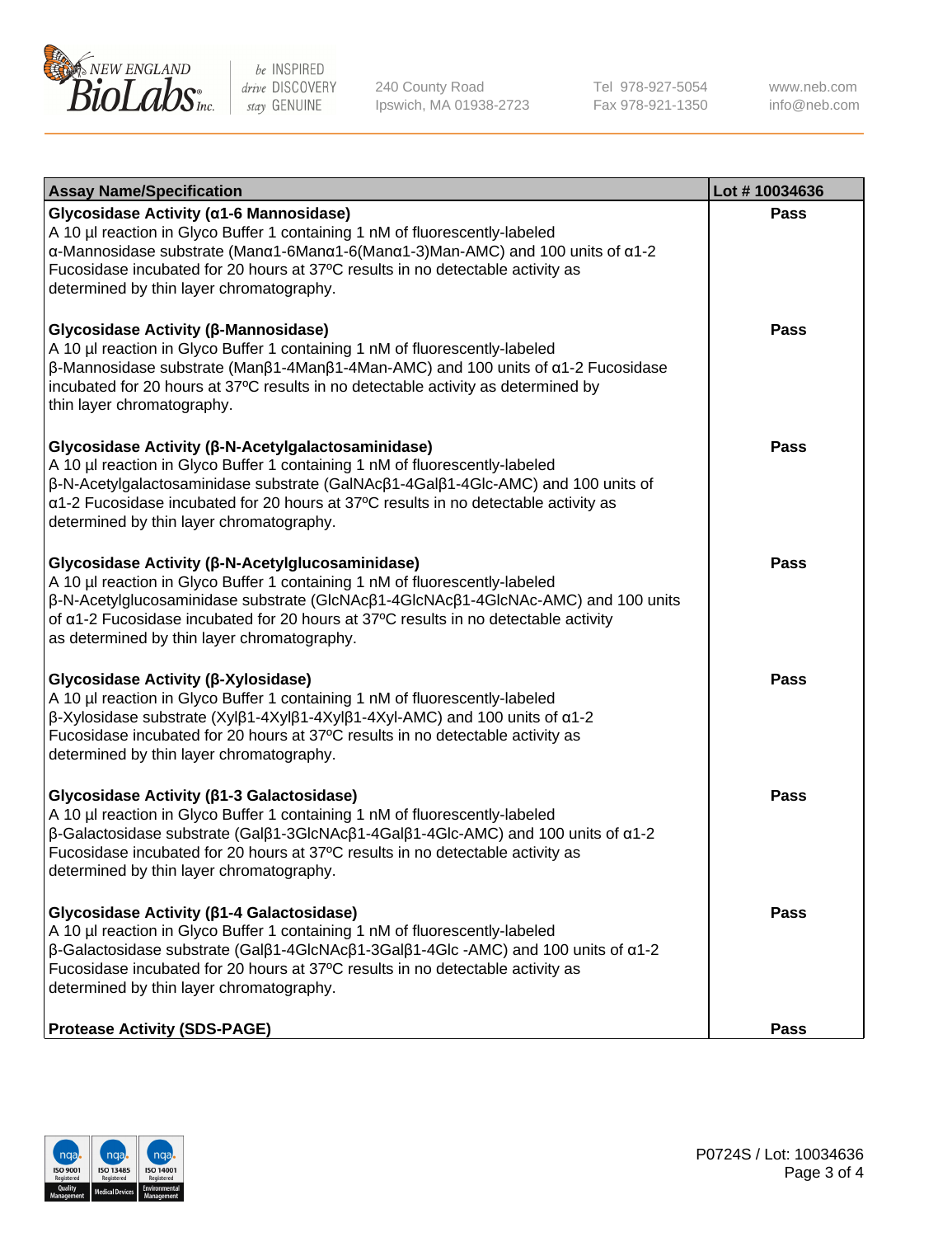| Assay Name/Specification | Lot # 10034636 |
|---|---|
| **Glycosidase Activity (α1-6 Mannosidase)**<br>A 10 µl reaction in Glyco Buffer 1 containing 1 nM of fluorescently-labeled α-Mannosidase substrate (Manα1-6Manα1-6(Manα1-3)Man-AMC) and 100 units of α1-2 Fucosidase incubated for 20 hours at 37ºC results in no detectable activity as determined by thin layer chromatography. | Pass |
| **Glycosidase Activity (β-Mannosidase)**<br>A 10 µl reaction in Glyco Buffer 1 containing 1 nM of fluorescently-labeled β-Mannosidase substrate (Manβ1-4Manβ1-4Man-AMC) and 100 units of α1-2 Fucosidase incubated for 20 hours at 37ºC results in no detectable activity as determined by thin layer chromatography. | Pass |
| **Glycosidase Activity (β-N-Acetylgalactosaminidase)**<br>A 10 µl reaction in Glyco Buffer 1 containing 1 nM of fluorescently-labeled β-N-Acetylgalactosaminidase substrate (GalNAcβ1-4Galβ1-4Glc-AMC) and 100 units of α1-2 Fucosidase incubated for 20 hours at 37ºC results in no detectable activity as determined by thin layer chromatography. | Pass |
| **Glycosidase Activity (β-N-Acetylglucosaminidase)**<br>A 10 µl reaction in Glyco Buffer 1 containing 1 nM of fluorescently-labeled β-N-Acetylglucosaminidase substrate (GlcNAcβ1-4GlcNAcβ1-4GlcNAc-AMC) and 100 units of α1-2 Fucosidase incubated for 20 hours at 37ºC results in no detectable activity as determined by thin layer chromatography. | Pass |
| **Glycosidase Activity (β-Xylosidase)**<br>A 10 µl reaction in Glyco Buffer 1 containing 1 nM of fluorescently-labeled β-Xylosidase substrate (Xylβ1-4Xylβ1-4Xylβ1-4Xyl-AMC) and 100 units of α1-2 Fucosidase incubated for 20 hours at 37ºC results in no detectable activity as determined by thin layer chromatography. | Pass |
| **Glycosidase Activity (β1-3 Galactosidase)**<br>A 10 µl reaction in Glyco Buffer 1 containing 1 nM of fluorescently-labeled β-Galactosidase substrate (Galβ1-3GlcNAcβ1-4Galβ1-4Glc-AMC) and 100 units of α1-2 Fucosidase incubated for 20 hours at 37ºC results in no detectable activity as determined by thin layer chromatography. | Pass |
| **Glycosidase Activity (β1-4 Galactosidase)**<br>A 10 µl reaction in Glyco Buffer 1 containing 1 nM of fluorescently-labeled β-Galactosidase substrate (Galβ1-4GlcNAcβ1-3Galβ1-4Glc -AMC) and 100 units of α1-2 Fucosidase incubated for 20 hours at 37ºC results in no detectable activity as determined by thin layer chromatography. | Pass |
| **Protease Activity (SDS-PAGE)** | Pass |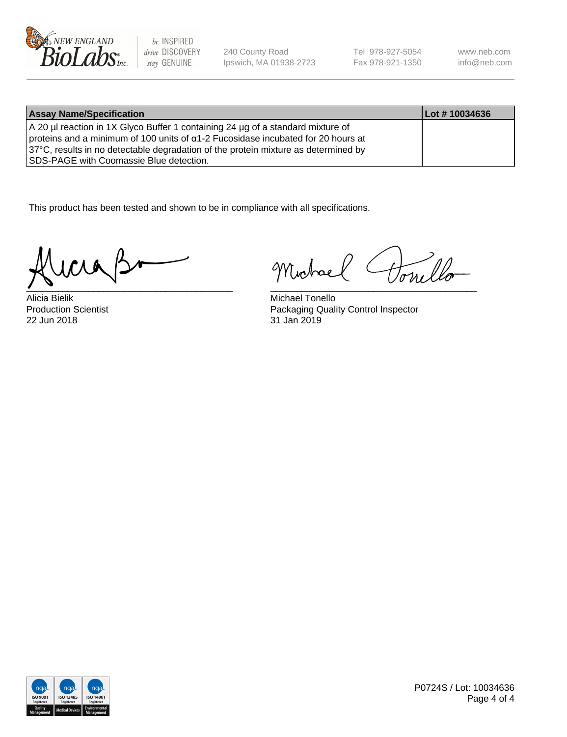| Assay Name/Specification | Lot # 10034636 |
| --- | --- |
| A 20 µl reaction in 1X Glyco Buffer 1 containing 24 µg of a standard mixture of proteins and a minimum of 100 units of α1-2 Fucosidase incubated for 20 hours at 37°C, results in no detectable degradation of the protein mixture as determined by SDS-PAGE with Coomassie Blue detection. | |

This product has been tested and shown to be in compliance with all specifications.

Alicia Bielik
Production Scientist
22 Jun 2018

Michael Tonello
Packaging Quality Control Inspector
31 Jan 2019

P0724S / Lot: 10034636